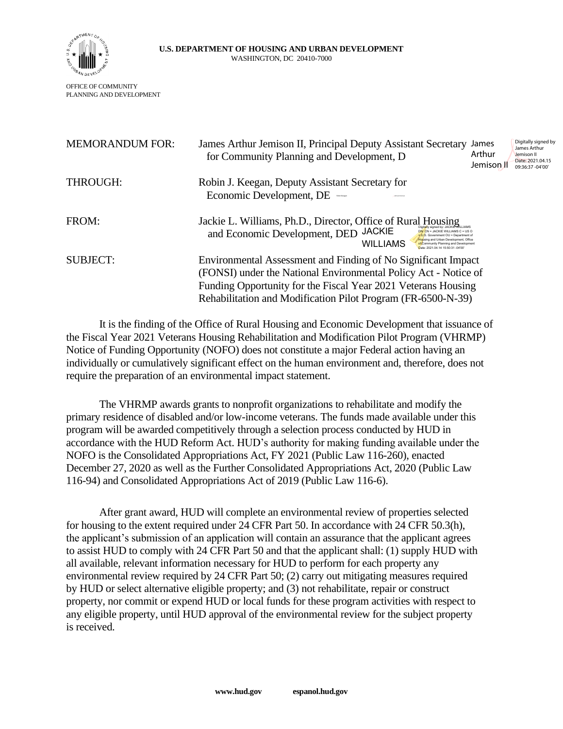**U.S. DEPARTMENT OF HOUSING AND URBAN DEVELOPMENT**
WASHINGTON, DC 20410-7000

OFFICE OF COMMUNITY
PLANNING AND DEVELOPMENT

MEMORANDUM FOR: James Arthur Jemison II, Principal Deputy Assistant Secretary for Community Planning and Development, D

James Arthur Jemison II — Digitally signed by James Arthur Jemison II Date: 2021.04.15 09:36:37 -04'00'

THROUGH: Robin J. Keegan, Deputy Assistant Secretary for Economic Development, DE

FROM: Jackie L. Williams, Ph.D., Director, Office of Rural Housing and Economic Development, DED

JACKIE WILLIAMS — Digitally signed by: JACKIE WILLIAMS DN: CN = JACKIE WILLIAMS C = US O = U.S. Government OU = Department of Housing and Urban Development, Office of Community Planning and Development Date: 2021.04.14 15:50:31 -04'00'

SUBJECT: Environmental Assessment and Finding of No Significant Impact (FONSI) under the National Environmental Policy Act - Notice of Funding Opportunity for the Fiscal Year 2021 Veterans Housing Rehabilitation and Modification Pilot Program (FR-6500-N-39)

It is the finding of the Office of Rural Housing and Economic Development that issuance of the Fiscal Year 2021 Veterans Housing Rehabilitation and Modification Pilot Program (VHRMP) Notice of Funding Opportunity (NOFO) does not constitute a major Federal action having an individually or cumulatively significant effect on the human environment and, therefore, does not require the preparation of an environmental impact statement.

The VHRMP awards grants to nonprofit organizations to rehabilitate and modify the primary residence of disabled and/or low-income veterans. The funds made available under this program will be awarded competitively through a selection process conducted by HUD in accordance with the HUD Reform Act. HUD's authority for making funding available under the NOFO is the Consolidated Appropriations Act, FY 2021 (Public Law 116-260), enacted December 27, 2020 as well as the Further Consolidated Appropriations Act, 2020 (Public Law 116-94) and Consolidated Appropriations Act of 2019 (Public Law 116-6).

After grant award, HUD will complete an environmental review of properties selected for housing to the extent required under 24 CFR Part 50. In accordance with 24 CFR 50.3(h), the applicant's submission of an application will contain an assurance that the applicant agrees to assist HUD to comply with 24 CFR Part 50 and that the applicant shall: (1) supply HUD with all available, relevant information necessary for HUD to perform for each property any environmental review required by 24 CFR Part 50; (2) carry out mitigating measures required by HUD or select alternative eligible property; and (3) not rehabilitate, repair or construct property, nor commit or expend HUD or local funds for these program activities with respect to any eligible property, until HUD approval of the environmental review for the subject property is received.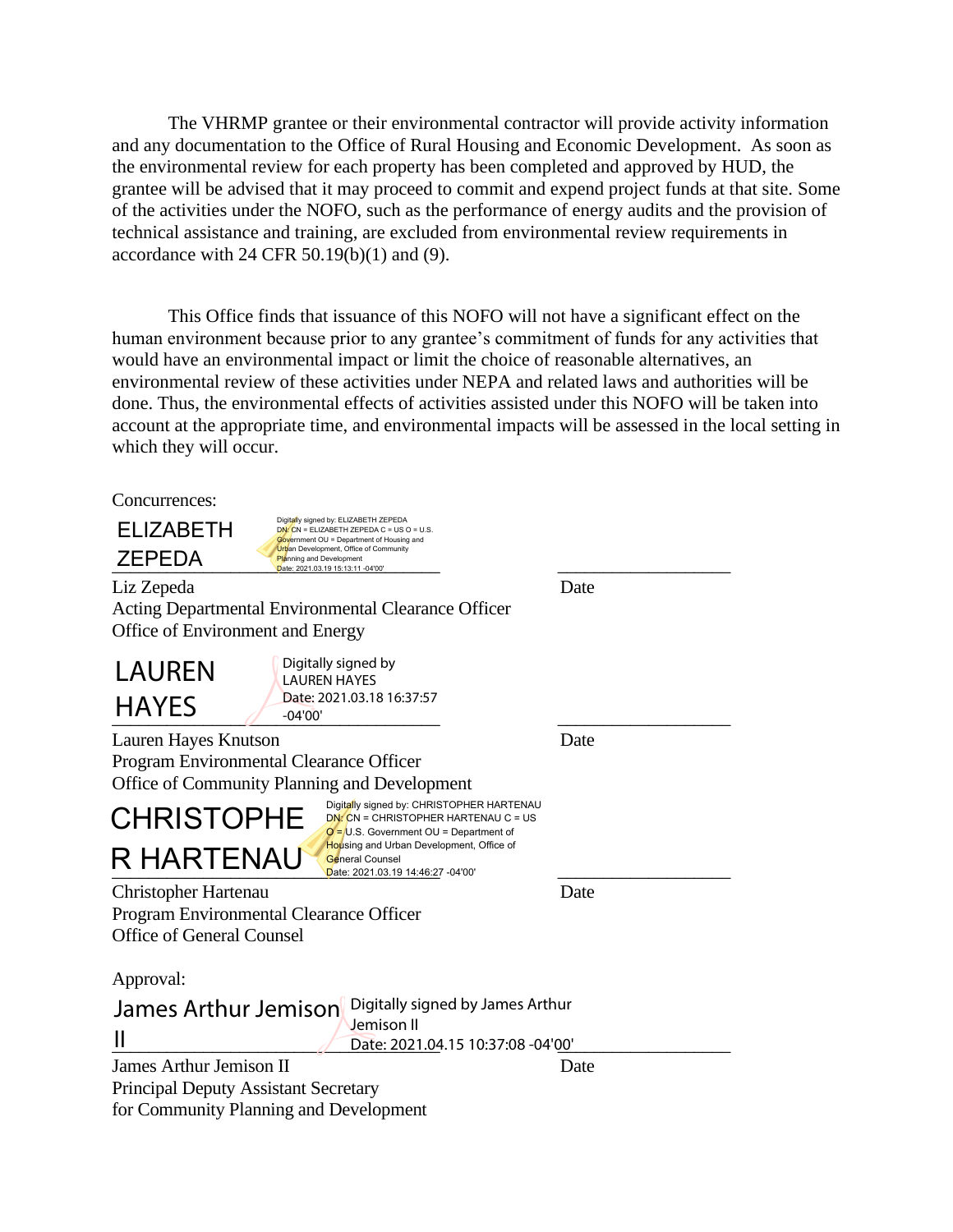The VHRMP grantee or their environmental contractor will provide activity information and any documentation to the Office of Rural Housing and Economic Development. As soon as the environmental review for each property has been completed and approved by HUD, the grantee will be advised that it may proceed to commit and expend project funds at that site. Some of the activities under the NOFO, such as the performance of energy audits and the provision of technical assistance and training, are excluded from environmental review requirements in accordance with 24 CFR 50.19(b)(1) and (9).

This Office finds that issuance of this NOFO will not have a significant effect on the human environment because prior to any grantee's commitment of funds for any activities that would have an environmental impact or limit the choice of reasonable alternatives, an environmental review of these activities under NEPA and related laws and authorities will be done. Thus, the environmental effects of activities assisted under this NOFO will be taken into account at the appropriate time, and environmental impacts will be assessed in the local setting in which they will occur.

Concurrences:

ELIZABETH ZEPEDA
Digitally signed by: ELIZABETH ZEPEDA
DN: CN = ELIZABETH ZEPEDA C = US O = U.S. Government OU = Department of Housing and Urban Development, Office of Community Planning and Development
Date: 2021.03.19 15:13:11 -04'00'

Liz Zepeda — Date
Acting Departmental Environmental Clearance Officer
Office of Environment and Energy

LAUREN HAYES
Digitally signed by LAUREN HAYES
Date: 2021.03.18 16:37:57 -04'00'

Lauren Hayes Knutson — Date
Program Environmental Clearance Officer
Office of Community Planning and Development

CHRISTOPHER HARTENAU
Digitally signed by: CHRISTOPHER HARTENAU
DN: CN = CHRISTOPHER HARTENAU C = US O = U.S. Government OU = Department of Housing and Urban Development, Office of General Counsel
Date: 2021.03.19 14:46:27 -04'00'

Christopher Hartenau — Date
Program Environmental Clearance Officer
Office of General Counsel

Approval:

James Arthur Jemison II
Digitally signed by James Arthur Jemison II
Date: 2021.04.15 10:37:08 -04'00'

James Arthur Jemison II — Date
Principal Deputy Assistant Secretary
for Community Planning and Development